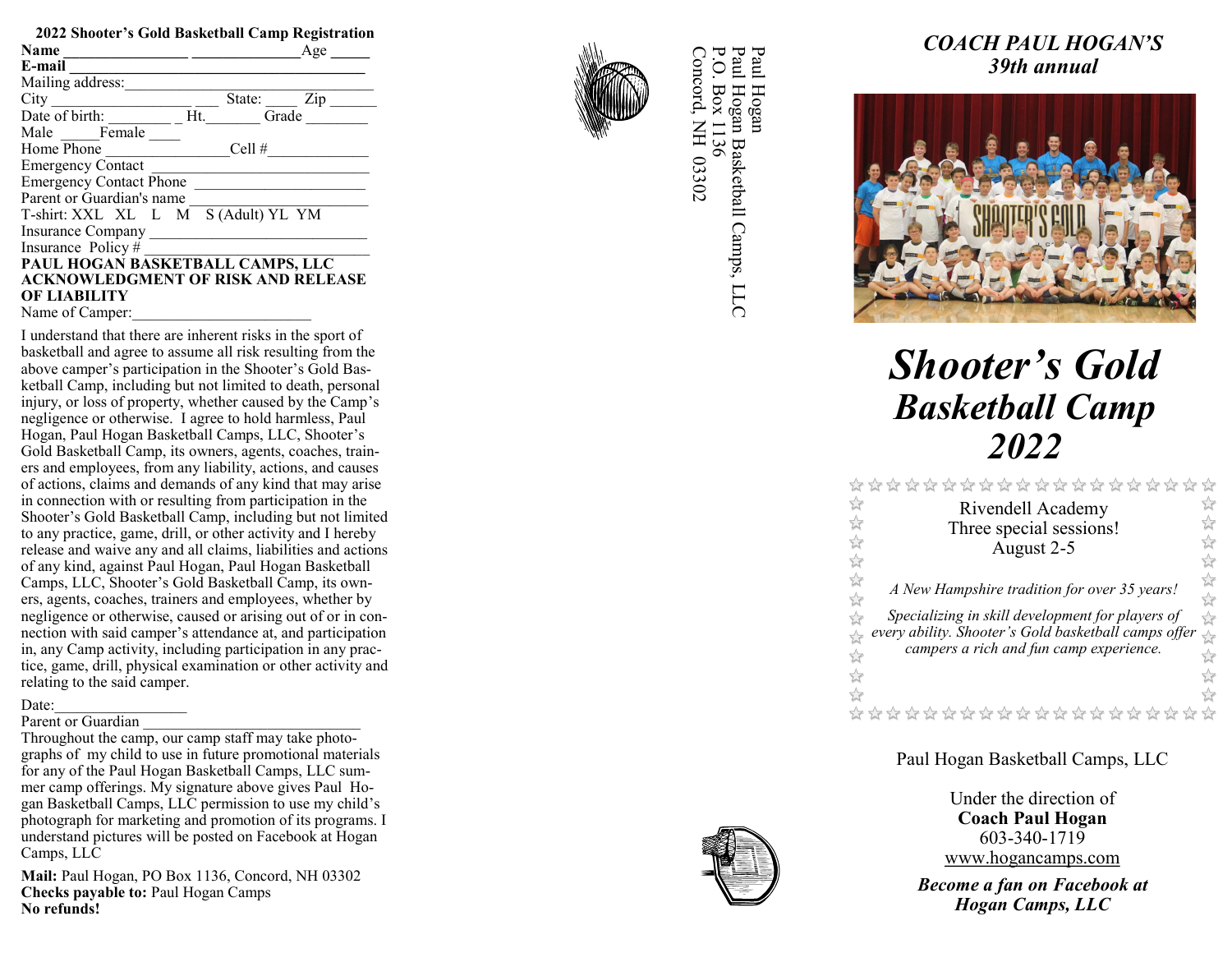## 2022 Shooter's Gold Basketball Camp Registration

**Name** ________________ ______________ Age _____
**E-mail** ________________________________________
Mailing address: ________________________________
City ____________________ State: ____ Zip ______
Date of birth: ________ Ht. _______ Grade ________
Male _____ Female ____
Home Phone ________________ Cell # _____________
Emergency Contact ______________________________
Emergency Contact Phone _______________________
Parent or Guardian's name _______________________
T-shirt: XXL XL L M S (Adult) YL YM
Insurance Company ______________________________
Insurance Policy # _______________________________

**PAUL HOGAN BASKETBALL CAMPS, LLC ACKNOWLEDGMENT OF RISK AND RELEASE OF LIABILITY**

Name of Camper: _______________________

I understand that there are inherent risks in the sport of basketball and agree to assume all risk resulting from the above camper's participation in the Shooter's Gold Basketball Camp, including but not limited to death, personal injury, or loss of property, whether caused by the Camp's negligence or otherwise. I agree to hold harmless, Paul Hogan, Paul Hogan Basketball Camps, LLC, Shooter's Gold Basketball Camp, its owners, agents, coaches, trainers and employees, from any liability, actions, and causes of actions, claims and demands of any kind that may arise in connection with or resulting from participation in the Shooter's Gold Basketball Camp, including but not limited to any practice, game, drill, or other activity and I hereby release and waive any and all claims, liabilities and actions of any kind, against Paul Hogan, Paul Hogan Basketball Camps, LLC, Shooter's Gold Basketball Camp, its owners, agents, coaches, trainers and employees, whether by negligence or otherwise, caused or arising out of or in connection with said camper's attendance at, and participation in, any Camp activity, including participation in any practice, game, drill, physical examination or other activity and relating to the said camper.

Date: _________________
Parent or Guardian ____________________________

Throughout the camp, our camp staff may take photographs of my child to use in future promotional materials for any of the Paul Hogan Basketball Camps, LLC summer camp offerings. My signature above gives Paul Hogan Basketball Camps, LLC permission to use my child's photograph for marketing and promotion of its programs. I understand pictures will be posted on Facebook at Hogan Camps, LLC

**Mail:** Paul Hogan, PO Box 1136, Concord, NH 03302
**Checks payable to:** Paul Hogan Camps
**No refunds!**

Paul Hogan
Paul Hogan Basketball Camps, LLC
P.O. Box 1136
Concord, NH 03302

### *COACH PAUL HOGAN'S 39th annual*

# *Shooter's Gold Basketball Camp 2022*

Rivendell Academy
Three special sessions!
August 2-5

*A New Hampshire tradition for over 35 years!*

*Specializing in skill development for players of every ability. Shooter's Gold basketball camps offer campers a rich and fun camp experience.*

Paul Hogan Basketball Camps, LLC

Under the direction of
**Coach Paul Hogan**
603-340-1719
www.hogancamps.com

***Become a fan on Facebook at Hogan Camps, LLC***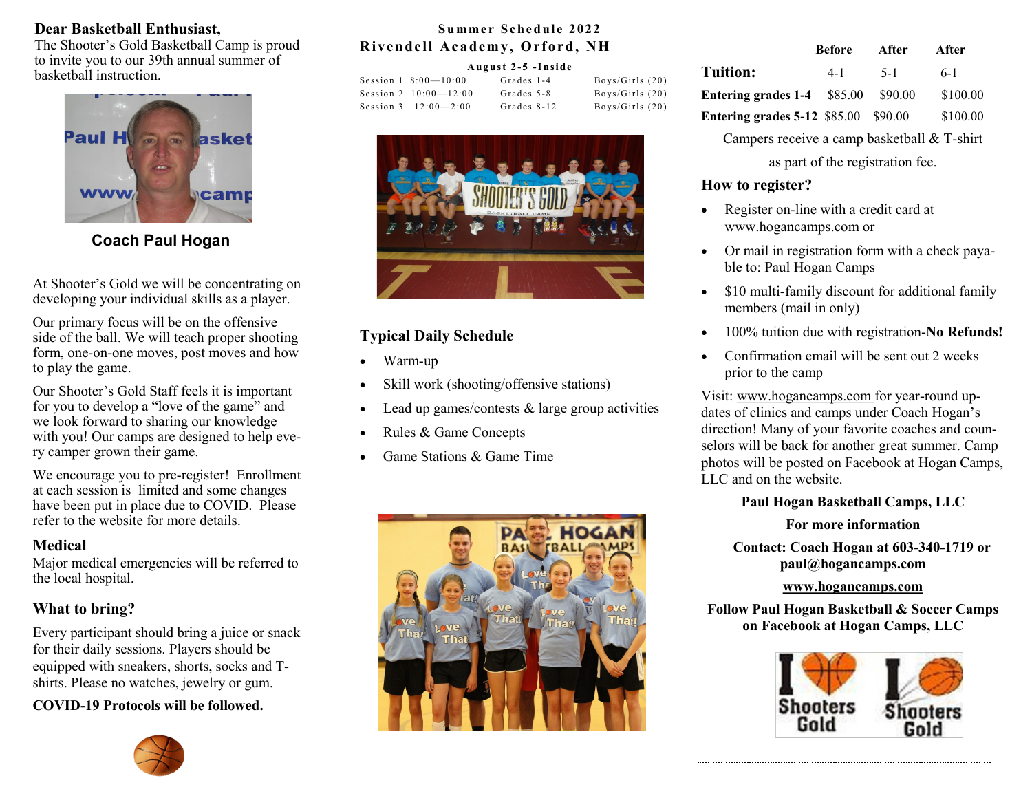**Dear Basketball Enthusiast,**
The Shooter's Gold Basketball Camp is proud to invite you to our 39th annual summer of basketball instruction.

**Coach Paul Hogan**

At Shooter's Gold we will be concentrating on developing your individual skills as a player.

Our primary focus will be on the offensive side of the ball. We will teach proper shooting form, one-on-one moves, post moves and how to play the game.

Our Shooter's Gold Staff feels it is important for you to develop a "love of the game" and we look forward to sharing our knowledge with you! Our camps are designed to help every camper grown their game.

We encourage you to pre-register! Enrollment at each session is limited and some changes have been put in place due to COVID. Please refer to the website for more details.

## Medical

Major medical emergencies will be referred to the local hospital.

## What to bring?

Every participant should bring a juice or snack for their daily sessions. Players should be equipped with sneakers, shorts, socks and T-shirts. Please no watches, jewelry or gum.

**COVID-19 Protocols will be followed.**

## Summer Schedule 2022
## Rivendell Academy, Orford, NH

**August 2-5 -Inside**

| | | | |
|---|---|---|---|
| Session 1 | 8:00—10:00 | Grades 1-4 | Boys/Girls (20) |
| Session 2 | 10:00—12:00 | Grades 5-8 | Boys/Girls (20) |
| Session 3 | 12:00—2:00 | Grades 8-12 | Boys/Girls (20) |

## Typical Daily Schedule

- Warm-up
- Skill work (shooting/offensive stations)
- Lead up games/contests & large group activities
- Rules & Game Concepts
- Game Stations & Game Time

| | Before | After | After |
|---|---|---|---|
| **Tuition:** | 4-1 | 5-1 | 6-1 |
| **Entering grades 1-4** | $85.00 | $90.00 | $100.00 |
| **Entering grades 5-12** | $85.00 | $90.00 | $100.00 |

Campers receive a camp basketball & T-shirt as part of the registration fee.

## How to register?

- Register on-line with a credit card at www.hogancamps.com or
- Or mail in registration form with a check payable to: Paul Hogan Camps
- $10 multi-family discount for additional family members (mail in only)
- 100% tuition due with registration-**No Refunds!**
- Confirmation email will be sent out 2 weeks prior to the camp

Visit: www.hogancamps.com for year-round updates of clinics and camps under Coach Hogan's direction! Many of your favorite coaches and counselors will be back for another great summer. Camp photos will be posted on Facebook at Hogan Camps, LLC and on the website.

**Paul Hogan Basketball Camps, LLC**

**For more information**

**Contact: Coach Hogan at 603-340-1719 or paul@hogancamps.com**

**www.hogancamps.com**

**Follow Paul Hogan Basketball & Soccer Camps on Facebook at Hogan Camps, LLC**